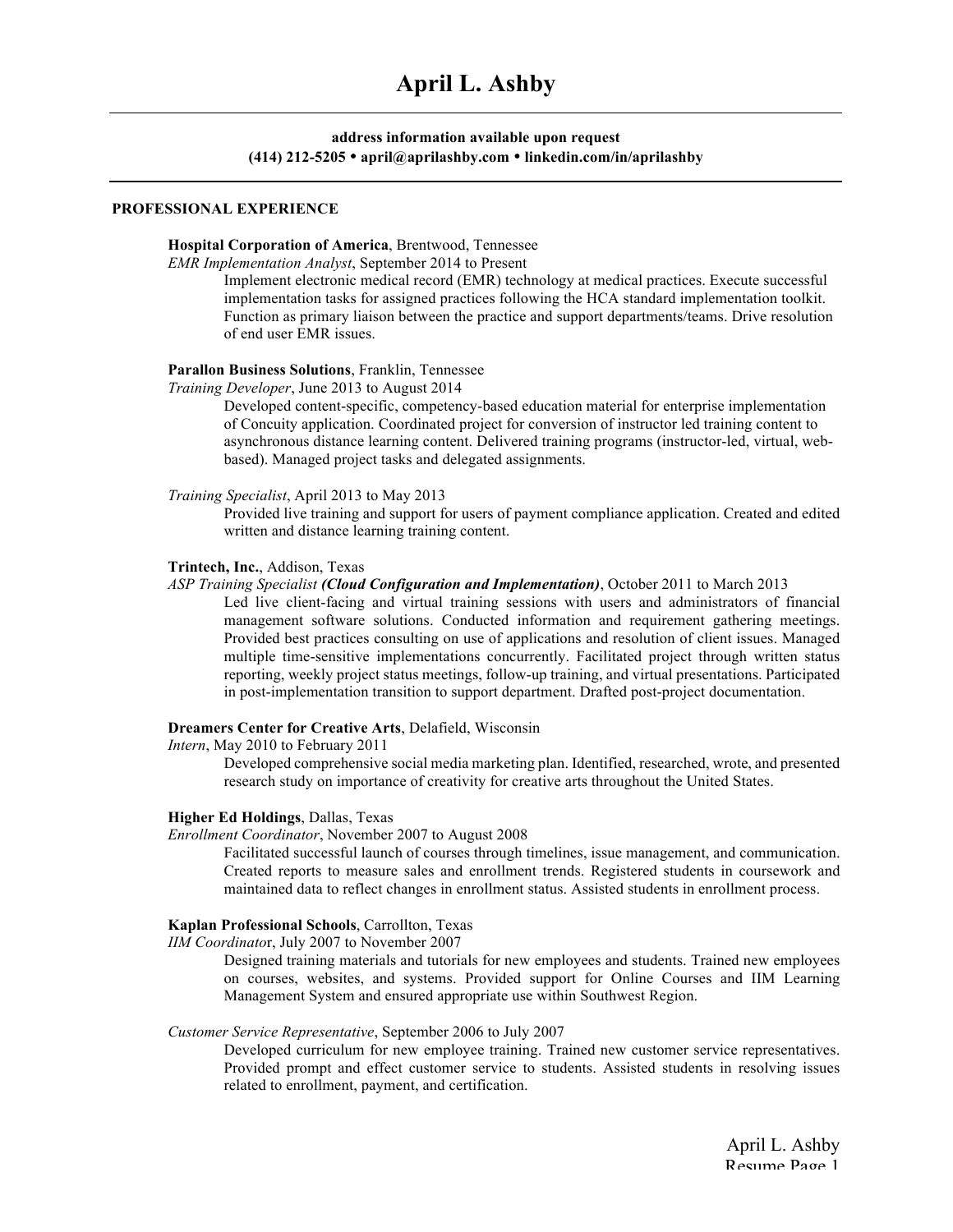# April L. Ashby

**address information available upon request**
**(414) 212-5205 • april@aprilashby.com • linkedin.com/in/aprilashby**

## PROFESSIONAL EXPERIENCE

**Hospital Corporation of America**, Brentwood, Tennessee
*EMR Implementation Analyst*, September 2014 to Present

Implement electronic medical record (EMR) technology at medical practices. Execute successful implementation tasks for assigned practices following the HCA standard implementation toolkit. Function as primary liaison between the practice and support departments/teams. Drive resolution of end user EMR issues.

**Parallon Business Solutions**, Franklin, Tennessee
*Training Developer*, June 2013 to August 2014

Developed content-specific, competency-based education material for enterprise implementation of Concuity application. Coordinated project for conversion of instructor led training content to asynchronous distance learning content. Delivered training programs (instructor-led, virtual, web-based). Managed project tasks and delegated assignments.

*Training Specialist*, April 2013 to May 2013

Provided live training and support for users of payment compliance application. Created and edited written and distance learning training content.

**Trintech, Inc.**, Addison, Texas
*ASP Training Specialist* ***(Cloud Configuration and Implementation)***, October 2011 to March 2013

Led live client-facing and virtual training sessions with users and administrators of financial management software solutions. Conducted information and requirement gathering meetings. Provided best practices consulting on use of applications and resolution of client issues. Managed multiple time-sensitive implementations concurrently. Facilitated project through written status reporting, weekly project status meetings, follow-up training, and virtual presentations. Participated in post-implementation transition to support department. Drafted post-project documentation.

**Dreamers Center for Creative Arts**, Delafield, Wisconsin
*Intern*, May 2010 to February 2011

Developed comprehensive social media marketing plan. Identified, researched, wrote, and presented research study on importance of creativity for creative arts throughout the United States.

**Higher Ed Holdings**, Dallas, Texas
*Enrollment Coordinator*, November 2007 to August 2008

Facilitated successful launch of courses through timelines, issue management, and communication. Created reports to measure sales and enrollment trends. Registered students in coursework and maintained data to reflect changes in enrollment status. Assisted students in enrollment process.

**Kaplan Professional Schools**, Carrollton, Texas
*IIM Coordinato*r, July 2007 to November 2007

Designed training materials and tutorials for new employees and students. Trained new employees on courses, websites, and systems. Provided support for Online Courses and IIM Learning Management System and ensured appropriate use within Southwest Region.

*Customer Service Representative*, September 2006 to July 2007

Developed curriculum for new employee training. Trained new customer service representatives. Provided prompt and effect customer service to students. Assisted students in resolving issues related to enrollment, payment, and certification.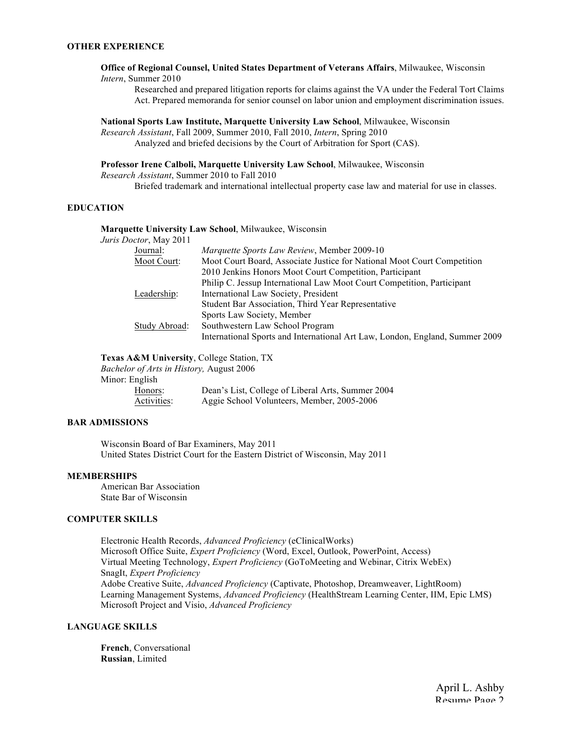## OTHER EXPERIENCE

**Office of Regional Counsel, United States Department of Veterans Affairs**, Milwaukee, Wisconsin
*Intern*, Summer 2010

Researched and prepared litigation reports for claims against the VA under the Federal Tort Claims Act. Prepared memoranda for senior counsel on labor union and employment discrimination issues.

**National Sports Law Institute, Marquette University Law School**, Milwaukee, Wisconsin
*Research Assistant*, Fall 2009, Summer 2010, Fall 2010, *Intern*, Spring 2010

Analyzed and briefed decisions by the Court of Arbitration for Sport (CAS).

**Professor Irene Calboli, Marquette University Law School**, Milwaukee, Wisconsin
*Research Assistant*, Summer 2010 to Fall 2010

Briefed trademark and international intellectual property case law and material for use in classes.

## EDUCATION

**Marquette University Law School**, Milwaukee, Wisconsin
*Juris Doctor*, May 2011

| | |
|---|---|
| Journal: | *Marquette Sports Law Review*, Member 2009-10 |
| Moot Court: | Moot Court Board, Associate Justice for National Moot Court Competition |
| | 2010 Jenkins Honors Moot Court Competition, Participant |
| | Philip C. Jessup International Law Moot Court Competition, Participant |
| Leadership: | International Law Society, President |
| | Student Bar Association, Third Year Representative |
| | Sports Law Society, Member |
| Study Abroad: | Southwestern Law School Program |
| | International Sports and International Art Law, London, England, Summer 2009 |

**Texas A&M University**, College Station, TX
*Bachelor of Arts in History,* August 2006
Minor: English

| | |
|---|---|
| Honors: | Dean's List, College of Liberal Arts, Summer 2004 |
| Activities: | Aggie School Volunteers, Member, 2005-2006 |

## BAR ADMISSIONS

Wisconsin Board of Bar Examiners, May 2011
United States District Court for the Eastern District of Wisconsin, May 2011

## MEMBERSHIPS

American Bar Association
State Bar of Wisconsin

## COMPUTER SKILLS

Electronic Health Records, *Advanced Proficiency* (eClinicalWorks)
Microsoft Office Suite, *Expert Proficiency* (Word, Excel, Outlook, PowerPoint, Access)
Virtual Meeting Technology, *Expert Proficiency* (GoToMeeting and Webinar, Citrix WebEx)
SnagIt, *Expert Proficiency*
Adobe Creative Suite, *Advanced Proficiency* (Captivate, Photoshop, Dreamweaver, LightRoom)
Learning Management Systems, *Advanced Proficiency* (HealthStream Learning Center, IIM, Epic LMS)
Microsoft Project and Visio, *Advanced Proficiency*

## LANGUAGE SKILLS

**French**, Conversational
**Russian**, Limited